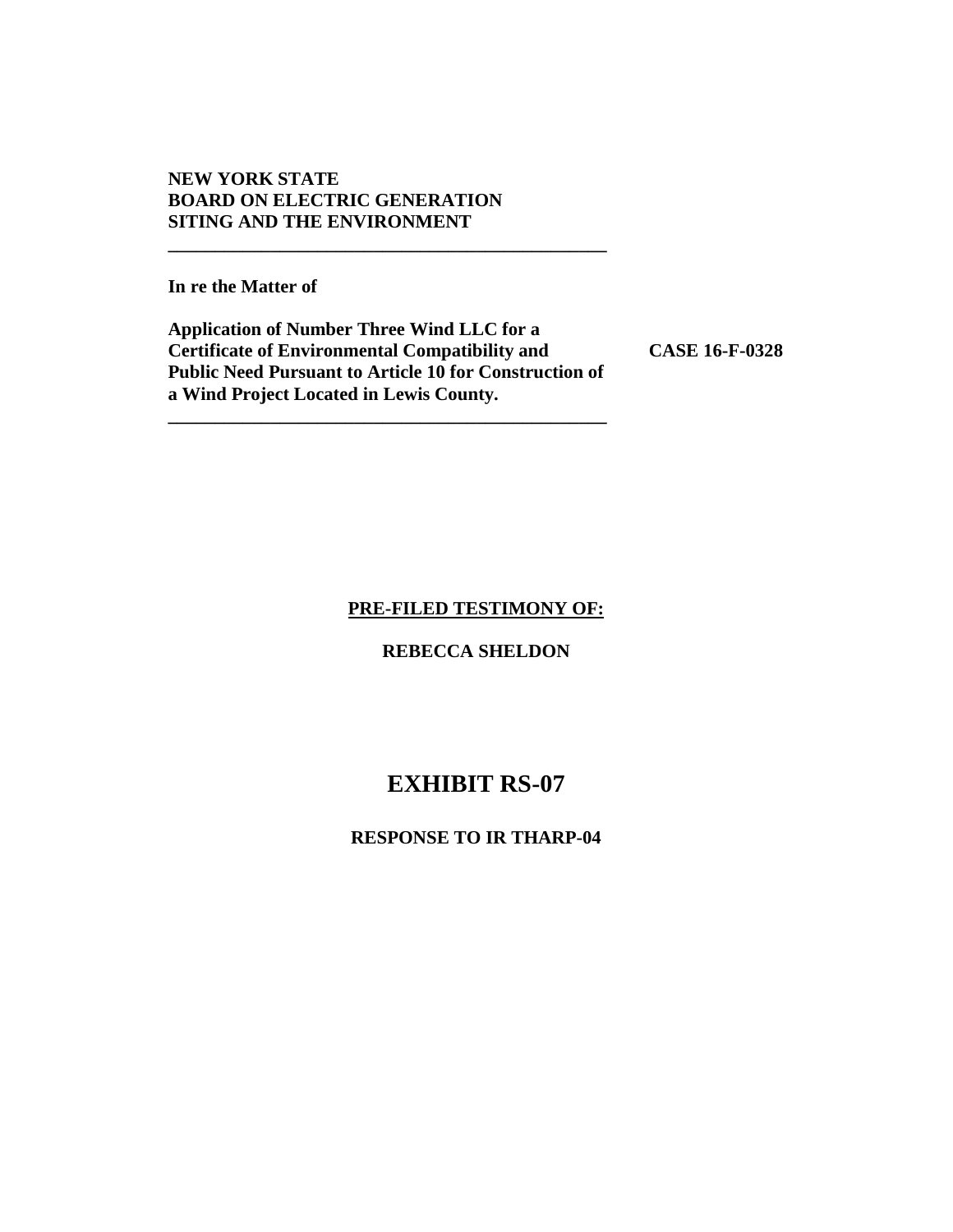**NEW YORK STATE**
**BOARD ON ELECTRIC GENERATION**
**SITING AND THE ENVIRONMENT**

---

**In re the Matter of**

**Application of Number Three Wind LLC for a Certificate of Environmental Compatibility and Public Need Pursuant to Article 10 for Construction of a Wind Project Located in Lewis County.**

**CASE 16-F-0328**

---

**PRE-FILED TESTIMONY OF:**

**REBECCA SHELDON**

# EXHIBIT RS-07

**RESPONSE TO IR THARP-04**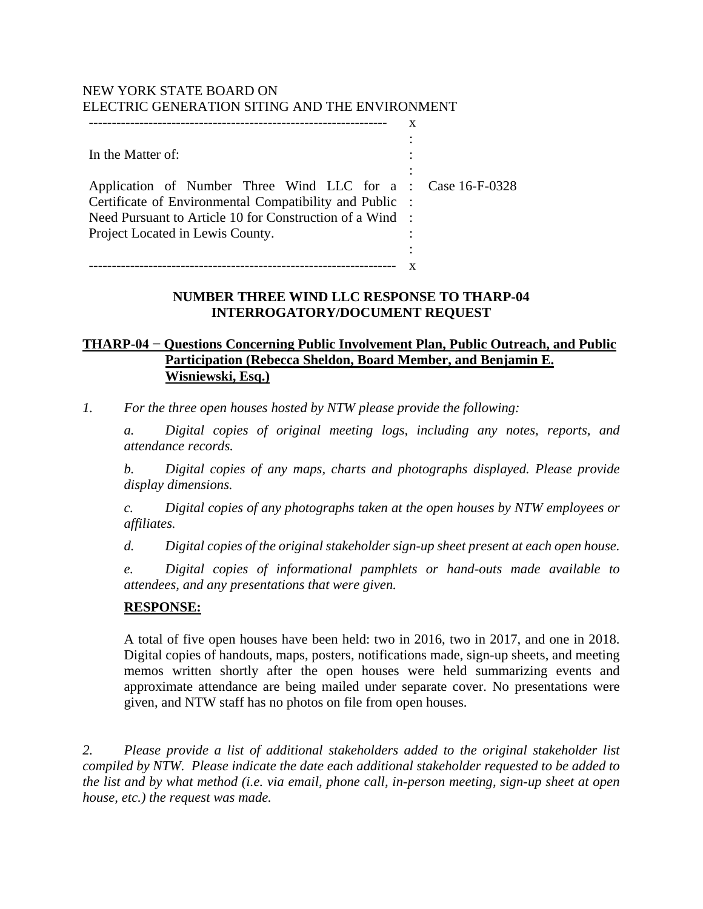NEW YORK STATE BOARD ON
ELECTRIC GENERATION SITING AND THE ENVIRONMENT

| In the Matter of: | |
|---|---|
| Application of Number Three Wind LLC for a Certificate of Environmental Compatibility and Public Need Pursuant to Article 10 for Construction of a Wind Project Located in Lewis County. | Case 16-F-0328 |

**NUMBER THREE WIND LLC RESPONSE TO THARP-04 INTERROGATORY/DOCUMENT REQUEST**

**THARP-04 − Questions Concerning Public Involvement Plan, Public Outreach, and Public Participation (Rebecca Sheldon, Board Member, and Benjamin E. Wisniewski, Esq.)**

*1. For the three open houses hosted by NTW please provide the following:*

*a. Digital copies of original meeting logs, including any notes, reports, and attendance records.*

*b. Digital copies of any maps, charts and photographs displayed. Please provide display dimensions.*

*c. Digital copies of any photographs taken at the open houses by NTW employees or affiliates.*

*d. Digital copies of the original stakeholder sign-up sheet present at each open house.*

*e. Digital copies of informational pamphlets or hand-outs made available to attendees, and any presentations that were given.*

**RESPONSE:**

A total of five open houses have been held: two in 2016, two in 2017, and one in 2018. Digital copies of handouts, maps, posters, notifications made, sign-up sheets, and meeting memos written shortly after the open houses were held summarizing events and approximate attendance are being mailed under separate cover. No presentations were given, and NTW staff has no photos on file from open houses.

*2. Please provide a list of additional stakeholders added to the original stakeholder list compiled by NTW. Please indicate the date each additional stakeholder requested to be added to the list and by what method (i.e. via email, phone call, in-person meeting, sign-up sheet at open house, etc.) the request was made.*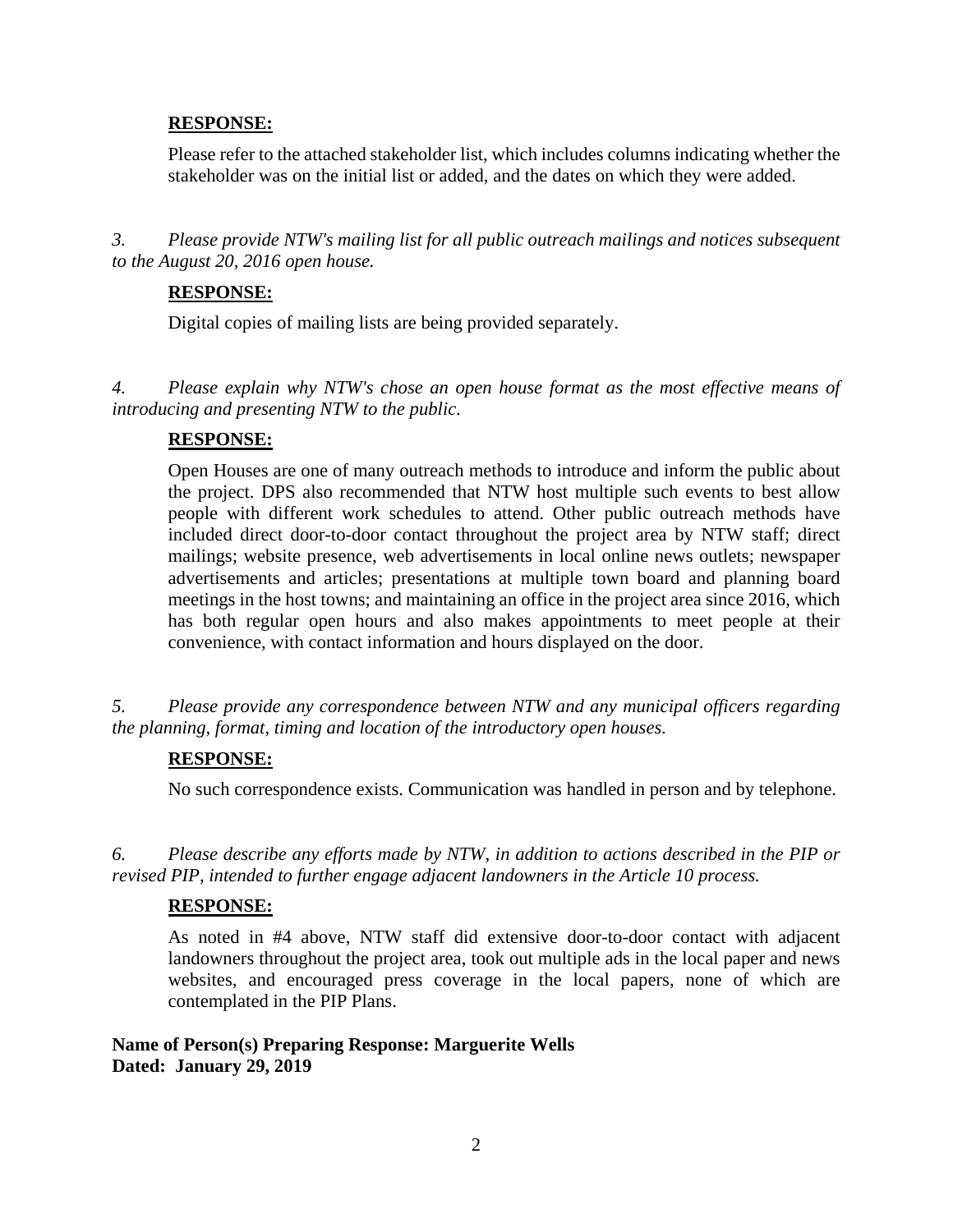**RESPONSE:**

Please refer to the attached stakeholder list, which includes columns indicating whether the stakeholder was on the initial list or added, and the dates on which they were added.

*3. Please provide NTW's mailing list for all public outreach mailings and notices subsequent to the August 20, 2016 open house.*

**RESPONSE:**

Digital copies of mailing lists are being provided separately.

*4. Please explain why NTW's chose an open house format as the most effective means of introducing and presenting NTW to the public.*

**RESPONSE:**

Open Houses are one of many outreach methods to introduce and inform the public about the project. DPS also recommended that NTW host multiple such events to best allow people with different work schedules to attend. Other public outreach methods have included direct door-to-door contact throughout the project area by NTW staff; direct mailings; website presence, web advertisements in local online news outlets; newspaper advertisements and articles; presentations at multiple town board and planning board meetings in the host towns; and maintaining an office in the project area since 2016, which has both regular open hours and also makes appointments to meet people at their convenience, with contact information and hours displayed on the door.

*5. Please provide any correspondence between NTW and any municipal officers regarding the planning, format, timing and location of the introductory open houses.*

**RESPONSE:**

No such correspondence exists. Communication was handled in person and by telephone.

*6. Please describe any efforts made by NTW, in addition to actions described in the PIP or revised PIP, intended to further engage adjacent landowners in the Article 10 process.*

**RESPONSE:**

As noted in #4 above, NTW staff did extensive door-to-door contact with adjacent landowners throughout the project area, took out multiple ads in the local paper and news websites, and encouraged press coverage in the local papers, none of which are contemplated in the PIP Plans.

**Name of Person(s) Preparing Response: Marguerite Wells**
**Dated: January 29, 2019**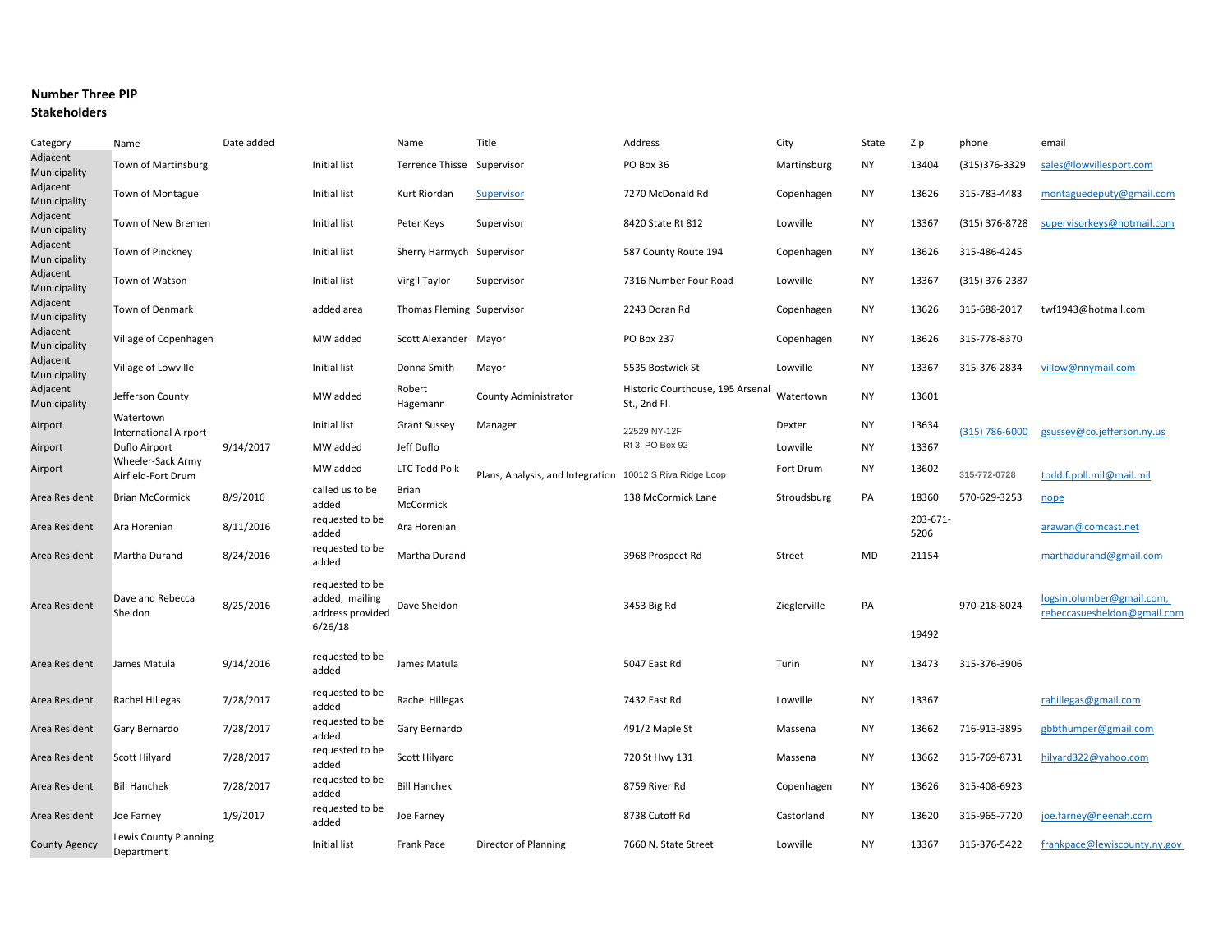**Number Three PIP Stakeholders**

| Category | Name | Date added | | Name | Title | Address | City | State | Zip | phone | email |
|---|---|---|---|---|---|---|---|---|---|---|---|
| Adjacent Municipality | Town of Martinsburg | | Initial list | Terrence Thisse | Supervisor | PO Box 36 | Martinsburg | NY | 13404 | (315)376-3329 | sales@lowvillesport.com |
| Adjacent Municipality | Town of Montague | | Initial list | Kurt Riordan | Supervisor | 7270 McDonald Rd | Copenhagen | NY | 13626 | 315-783-4483 | montaguedeputy@gmail.com |
| Adjacent Municipality | Town of New Bremen | | Initial list | Peter Keys | Supervisor | 8420 State Rt 812 | Lowville | NY | 13367 | (315) 376-8728 | supervisorkeys@hotmail.com |
| Adjacent Municipality | Town of Pinckney | | Initial list | Sherry Harmych | Supervisor | 587 County Route 194 | Copenhagen | NY | 13626 | 315-486-4245 | |
| Adjacent Municipality | Town of Watson | | Initial list | Virgil Taylor | Supervisor | 7316 Number Four Road | Lowville | NY | 13367 | (315) 376-2387 | |
| Adjacent Municipality | Town of Denmark | | added area | Thomas Fleming | Supervisor | 2243 Doran Rd | Copenhagen | NY | 13626 | 315-688-2017 | twf1943@hotmail.com |
| Adjacent Municipality | Village of Copenhagen | | MW added | Scott Alexander | Mayor | PO Box 237 | Copenhagen | NY | 13626 | 315-778-8370 | |
| Adjacent Municipality | Village of Lowville | | Initial list | Donna Smith | Mayor | 5535 Bostwick St | Lowville | NY | 13367 | 315-376-2834 | villow@nnymail.com |
| Adjacent Municipality | Jefferson County | | MW added | Robert Hagemann | County Administrator | Historic Courthouse, 195 Arsenal St., 2nd Fl. | Watertown | NY | 13601 | | |
| Airport | Watertown International Airport | | Initial list | Grant Sussey | Manager | 22529 NY-12F | Dexter | NY | 13634 | (315) 786-6000 | gsussey@co.jefferson.ny.us |
| Airport | Duflo Airport | 9/14/2017 | MW added | Jeff Duflo | | Rt 3, PO Box 92 | Lowville | NY | 13367 | | |
| Airport | Wheeler-Sack Army Airfield-Fort Drum | | MW added | LTC Todd Polk | Plans, Analysis, and Integration | 10012 S Riva Ridge Loop | Fort Drum | NY | 13602 | 315-772-0728 | todd.f.poll.mil@mail.mil |
| Area Resident | Brian McCormick | 8/9/2016 | called us to be added | Brian McCormick | | 138 McCormick Lane | Stroudsburg | PA | 18360 | 570-629-3253 | nope |
| Area Resident | Ara Horenian | 8/11/2016 | requested to be added | Ara Horenian | | | | | 203-671-5206 | | arawan@comcast.net |
| Area Resident | Martha Durand | 8/24/2016 | requested to be added | Martha Durand | | 3968 Prospect Rd | Street | MD | 21154 | | marthadurand@gmail.com |
| Area Resident | Dave and Rebecca Sheldon | 8/25/2016 | requested to be added, mailing address provided 6/26/18 | Dave Sheldon | | 3453 Big Rd | Zieglerville | PA | 19492 | 970-218-8024 | logsintolumber@gmail.com, rebeccasuesheldon@gmail.com |
| Area Resident | James Matula | 9/14/2016 | requested to be added | James Matula | | 5047 East Rd | Turin | NY | 13473 | 315-376-3906 | |
| Area Resident | Rachel Hillegas | 7/28/2017 | requested to be added | Rachel Hillegas | | 7432 East Rd | Lowville | NY | 13367 | | rahillegas@gmail.com |
| Area Resident | Gary Bernardo | 7/28/2017 | requested to be added | Gary Bernardo | | 491/2 Maple St | Massena | NY | 13662 | 716-913-3895 | gbbthumper@gmail.com |
| Area Resident | Scott Hilyard | 7/28/2017 | requested to be added | Scott Hilyard | | 720 St Hwy 131 | Massena | NY | 13662 | 315-769-8731 | hilyard322@yahoo.com |
| Area Resident | Bill Hanchek | 7/28/2017 | requested to be added | Bill Hanchek | | 8759 River Rd | Copenhagen | NY | 13626 | 315-408-6923 | |
| Area Resident | Joe Farney | 1/9/2017 | requested to be added | Joe Farney | | 8738 Cutoff Rd | Castorland | NY | 13620 | 315-965-7720 | joe.farney@neenah.com |
| County Agency | Lewis County Planning Department | | Initial list | Frank Pace | Director of Planning | 7660 N. State Street | Lowville | NY | 13367 | 315-376-5422 | frankpace@lewiscounty.ny.gov |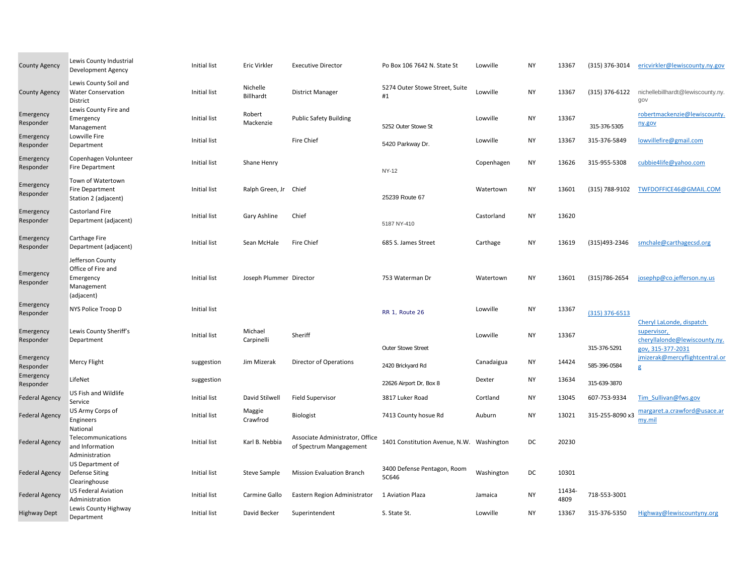| County Agency | Lewis County Industrial Development Agency | Initial list | Eric Virkler | Executive Director | Po Box 106 7642 N. State St | Lowville | NY | 13367 | (315) 376-3014 | ericvirkler@lewiscounty.ny.gov |
|---|---|---|---|---|---|---|---|---|---|---|
| County Agency | Lewis County Soil and Water Conservation District | Initial list | Nichelle Billhardt | District Manager | 5274 Outer Stowe Street, Suite #1 | Lowville | NY | 13367 | (315) 376-6122 | nichellebillhardt@lewiscounty.ny.gov |
| Emergency Responder | Lewis County Fire and Emergency Management | Initial list | Robert Mackenzie | Public Safety Building | 5252 Outer Stowe St | Lowville | NY | 13367 | 315-376-5305 | robertmackenzie@lewiscounty.ny.gov |
| Emergency Responder | Lowville Fire Department | Initial list | | Fire Chief | 5420 Parkway Dr. | Lowville | NY | 13367 | 315-376-5849 | lowvillefire@gmail.com |
| Emergency Responder | Copenhagen Volunteer Fire Department | Initial list | Shane Henry | | NY-12 | Copenhagen | NY | 13626 | 315-955-5308 | cubbie4life@yahoo.com |
| Emergency Responder | Town of Watertown Fire Department Station 2 (adjacent) | Initial list | Ralph Green, Jr | Chief | 25239 Route 67 | Watertown | NY | 13601 | (315) 788-9102 | TWFDOFFICE46@GMAIL.COM |
| Emergency Responder | Castorland Fire Department (adjacent) | Initial list | Gary Ashline | Chief | 5187 NY-410 | Castorland | NY | 13620 | | |
| Emergency Responder | Carthage Fire Department (adjacent) | Initial list | Sean McHale | Fire Chief | 685 S. James Street | Carthage | NY | 13619 | (315)493-2346 | smchale@carthagecsd.org |
| Emergency Responder | Jefferson County Office of Fire and Emergency Management (adjacent) | Initial list | Joseph Plummer | Director | 753 Waterman Dr | Watertown | NY | 13601 | (315)786-2654 | josephp@co.jefferson.ny.us |
| Emergency Responder | NYS Police Troop D | Initial list | | | RR 1, Route 26 | Lowville | NY | 13367 | (315) 376-6513 | |
| Emergency Responder | Lewis County Sheriff's Department | Initial list | Michael Carpinelli | Sheriff | Outer Stowe Street | Lowville | NY | 13367 | 315-376-5291 | Cheryl LaLonde, dispatch supervisor, cheryllalonde@lewiscounty.ny.gov, 315-377-2031 |
| Emergency Responder | Mercy Flight | suggestion | Jim Mizerak | Director of Operations | 2420 Brickyard Rd | Canadaigua | NY | 14424 | 585-396-0584 | jmizerak@mercyflightcentral.org |
| Emergency Responder | LifeNet | suggestion | | | 22626 Airport Dr, Box 8 | Dexter | NY | 13634 | 315-639-3870 | |
| Federal Agency | US Fish and Wildlife Service | Initial list | David Stilwell | Field Supervisor | 3817 Luker Road | Cortland | NY | 13045 | 607-753-9334 | Tim_Sullivan@fws.gov |
| Federal Agency | US Army Corps of Engineers | Initial list | Maggie Crawfrod | Biologist | 7413 County hosue Rd | Auburn | NY | 13021 | 315-255-8090 x3 | margaret.a.crawford@usace.army.mil |
| Federal Agency | National Telecommunications and Information Administration | Initial list | Karl B. Nebbia | Associate Administrator, Office of Spectrum Mangagement | 1401 Constitution Avenue, N.W. | Washington | DC | 20230 | | |
| Federal Agency | US Department of Defense Siting Clearinghouse | Initial list | Steve Sample | Mission Evaluation Branch | 3400 Defense Pentagon, Room 5C646 | Washington | DC | 10301 | | |
| Federal Agency | US Federal Aviation Administration | Initial list | Carmine Gallo | Eastern Region Administrator | 1 Aviation Plaza | Jamaica | NY | 11434-4809 | 718-553-3001 | |
| Highway Dept | Lewis County Highway Department | Initial list | David Becker | Superintendent | S. State St. | Lowville | NY | 13367 | 315-376-5350 | Highway@lewiscountyny.org |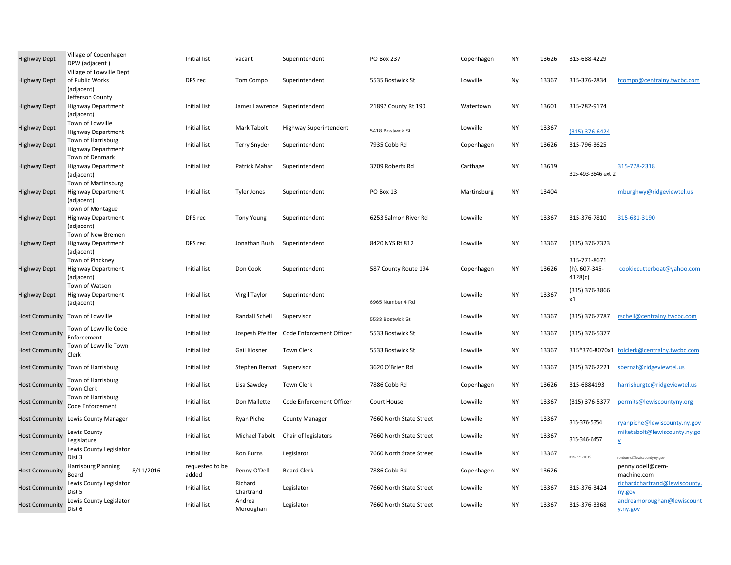| | | | | | | | | | | | |
|---|---|---|---|---|---|---|---|---|---|---|---|
| Highway Dept | Village of Copenhagen DPW (adjacent ) | | Initial list | vacant | Superintendent | PO Box 237 | Copenhagen | NY | 13626 | 315-688-4229 | |
| Highway Dept | Village of Lowville Dept of Public Works (adjacent) | | DPS rec | Tom Compo | Superintendent | 5535 Bostwick St | Lowville | Ny | 13367 | 315-376-2834 | tcompo@centralny.twcbc.com |
| Highway Dept | Jefferson County Highway Department (adjacent) | | Initial list | James Lawrence | Superintendent | 21897 County Rt 190 | Watertown | NY | 13601 | 315-782-9174 | |
| Highway Dept | Town of Lowville Highway Department | | Initial list | Mark Tabolt | Highway Superintendent | 5418 Bostwick St | Lowville | NY | 13367 | (315) 376-6424 | |
| Highway Dept | Town of Harrisburg Highway Department | | Initial list | Terry Snyder | Superintendent | 7935 Cobb Rd | Copenhagen | NY | 13626 | 315-796-3625 | |
| Highway Dept | Town of Denmark Highway Department (adjacent) | | Initial list | Patrick Mahar | Superintendent | 3709 Roberts Rd | Carthage | NY | 13619 | 315-493-3846 ext 2 | 315-778-2318 |
| Highway Dept | Town of Martinsburg Highway Department (adjacent) | | Initial list | Tyler Jones | Superintendent | PO Box 13 | Martinsburg | NY | 13404 | | mburghwy@ridgeviewtel.us |
| Highway Dept | Town of Montague Highway Department (adjacent) | | DPS rec | Tony Young | Superintendent | 6253 Salmon River Rd | Lowville | NY | 13367 | 315-376-7810 | 315-681-3190 |
| Highway Dept | Town of New Bremen Highway Department (adjacent) | | DPS rec | Jonathan Bush | Superintendent | 8420 NYS Rt 812 | Lowville | NY | 13367 | (315) 376-7323 | |
| Highway Dept | Town of Pinckney Highway Department (adjacent) | | Initial list | Don Cook | Superintendent | 587 County Route 194 | Copenhagen | NY | 13626 | 315-771-8671 (h), 607-345-4128(c) | cookiecutterboat@yahoo.com |
| Highway Dept | Town of Watson Highway Department (adjacent) | | Initial list | Virgil Taylor | Superintendent | 6965 Number 4 Rd | Lowville | NY | 13367 | (315) 376-3866 x1 | |
| Host Community | Town of Lowville | | Initial list | Randall Schell | Supervisor | 5533 Bostwick St | Lowville | NY | 13367 | (315) 376-7787 | rschell@centralny.twcbc.com |
| Host Community | Town of Lowville Code Enforcement | | Initial list | Jospesh Pfeiffer | Code Enforcement Officer | 5533 Bostwick St | Lowville | NY | 13367 | (315) 376-5377 | |
| Host Community | Town of Lowville Town Clerk | | Initial list | Gail Klosner | Town Clerk | 5533 Bostwick St | Lowville | NY | 13367 | 315*376-8070x1 | tolclerk@centralny.twcbc.com |
| Host Community | Town of Harrisburg | | Initial list | Stephen Bernat | Supervisor | 3620 O'Brien Rd | Lowville | NY | 13367 | (315) 376-2221 | sbernat@ridgeviewtel.us |
| Host Community | Town of Harrisburg Town Clerk | | Initial list | Lisa Sawdey | Town Clerk | 7886 Cobb Rd | Copenhagen | NY | 13626 | 315-6884193 | harrisburgtc@ridgeviewtel.us |
| Host Community | Town of Harrisburg Code Enforcement | | Initial list | Don Mallette | Code Enforcement Officer | Court House | Lowville | NY | 13367 | (315) 376-5377 | permits@lewiscountyny.org |
| Host Community | Lewis County Manager | | Initial list | Ryan Piche | County Manager | 7660 North State Street | Lowville | NY | 13367 | 315-376-5354 | ryanpiche@lewiscounty.ny.gov |
| Host Community | Lewis County Legislature | | Initial list | Michael Tabolt | Chair of legislators | 7660 North State Street | Lowville | NY | 13367 | 315-346-6457 | miketabolt@lewiscounty.ny.gov |
| Host Community | Lewis County Legislator Dist 3 | | Initial list | Ron Burns | Legislator | 7660 North State Street | Lowville | NY | 13367 | 315-771-1019 | ronburns@lewiscounty.ny.gov |
| Host Community | Harrisburg Planning Board | 8/11/2016 | requested to be added | Penny O'Dell | Board Clerk | 7886 Cobb Rd | Copenhagen | NY | 13626 | | penny.odell@cem-machine.com |
| Host Community | Lewis County Legislator Dist 5 | | Initial list | Richard Chartrand | Legislator | 7660 North State Street | Lowville | NY | 13367 | 315-376-3424 | richardchartrand@lewiscounty.ny.gov |
| Host Community | Lewis County Legislator Dist 6 | | Initial list | Andrea Moroughan | Legislator | 7660 North State Street | Lowville | NY | 13367 | 315-376-3368 | andreamoroughan@lewiscounty.ny.gov |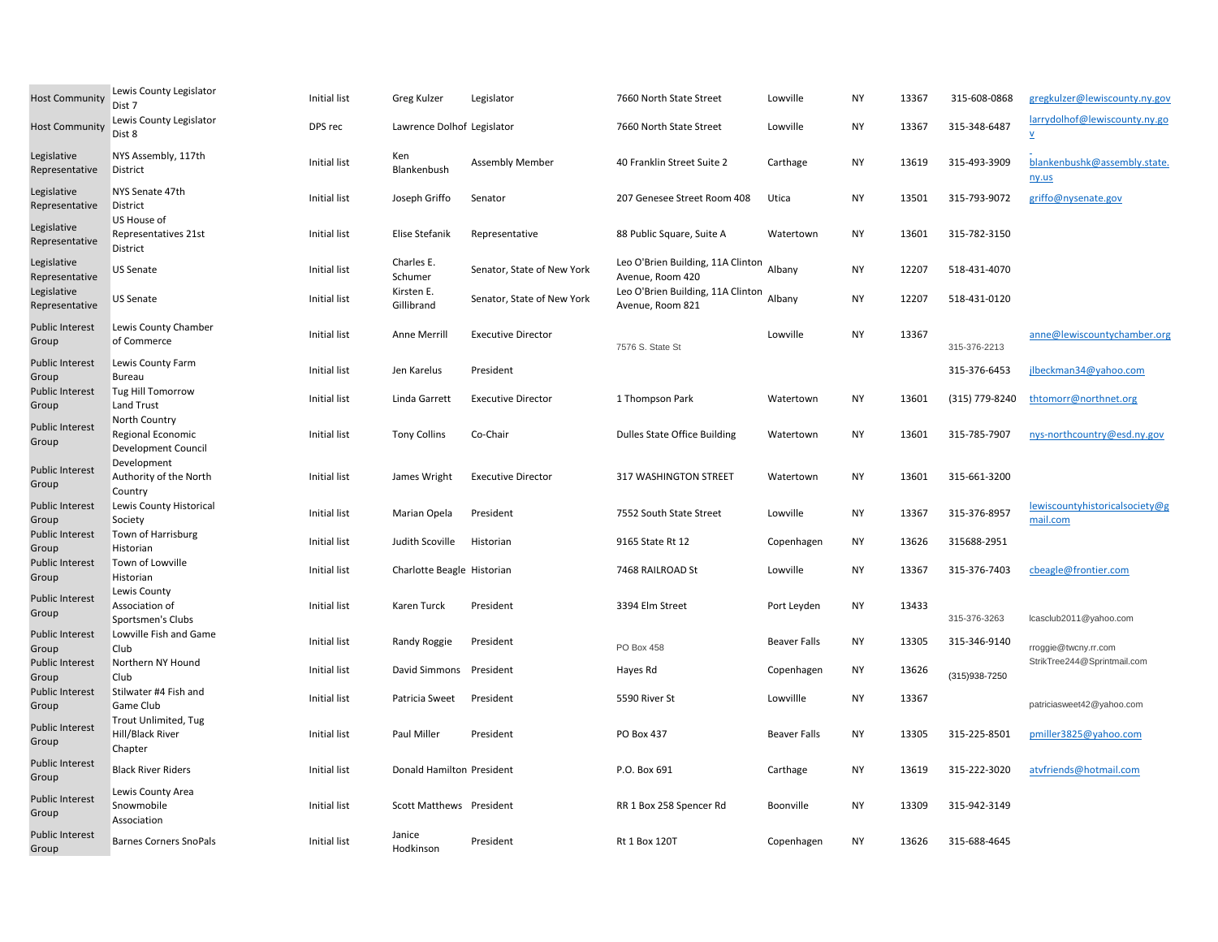| | | | | | | | | | | |
|---|---|---|---|---|---|---|---|---|---|---|
| Host Community | Lewis County Legislator Dist 7 | Initial list | Greg Kulzer | Legislator | 7660 North State Street | Lowville | NY | 13367 | 315-608-0868 | gregkulzer@lewiscounty.ny.gov |
| Host Community | Lewis County Legislator Dist 8 | DPS rec | Lawrence Dolhof | Legislator | 7660 North State Street | Lowville | NY | 13367 | 315-348-6487 | larrydolhof@lewiscounty.ny.gov |
| Legislative Representative | NYS Assembly, 117th District | Initial list | Ken Blankenbush | Assembly Member | 40 Franklin Street Suite 2 | Carthage | NY | 13619 | 315-493-3909 | blankenbushk@assembly.state.ny.us |
| Legislative Representative | NYS Senate 47th District | Initial list | Joseph Griffo | Senator | 207 Genesee Street Room 408 | Utica | NY | 13501 | 315-793-9072 | griffo@nysenate.gov |
| Legislative Representative | US House of Representatives 21st District | Initial list | Elise Stefanik | Representative | 88 Public Square, Suite A | Watertown | NY | 13601 | 315-782-3150 | |
| Legislative Representative | US Senate | Initial list | Charles E. Schumer | Senator, State of New York | Leo O'Brien Building, 11A Clinton Avenue, Room 420 | Albany | NY | 12207 | 518-431-4070 | |
| Legislative Representative | US Senate | Initial list | Kirsten E. Gillibrand | Senator, State of New York | Leo O'Brien Building, 11A Clinton Avenue, Room 821 | Albany | NY | 12207 | 518-431-0120 | |
| Public Interest Group | Lewis County Chamber of Commerce | Initial list | Anne Merrill | Executive Director | 7576 S. State St | Lowville | NY | 13367 | 315-376-2213 | anne@lewiscountychamber.org |
| Public Interest Group | Lewis County Farm Bureau | Initial list | Jen Karelus | President | | | | | 315-376-6453 | jlbeckman34@yahoo.com |
| Public Interest Group | Tug Hill Tomorrow Land Trust | Initial list | Linda Garrett | Executive Director | 1 Thompson Park | Watertown | NY | 13601 | (315) 779-8240 | thtomorr@northnet.org |
| Public Interest Group | North Country Regional Economic Development Council | Initial list | Tony Collins | Co-Chair | Dulles State Office Building | Watertown | NY | 13601 | 315-785-7907 | nys-northcountry@esd.ny.gov |
| Public Interest Group | Development Authority of the North Country | Initial list | James Wright | Executive Director | 317 WASHINGTON STREET | Watertown | NY | 13601 | 315-661-3200 | |
| Public Interest Group | Lewis County Historical Society | Initial list | Marian Opela | President | 7552 South State Street | Lowville | NY | 13367 | 315-376-8957 | lewiscountyhistoricalsociety@gmail.com |
| Public Interest Group | Town of Harrisburg Historian | Initial list | Judith Scoville | Historian | 9165 State Rt 12 | Copenhagen | NY | 13626 | 315688-2951 | |
| Public Interest Group | Town of Lowville Historian | Initial list | Charlotte Beagle | Historian | 7468 RAILROAD St | Lowville | NY | 13367 | 315-376-7403 | cbeagle@frontier.com |
| Public Interest Group | Lewis County Association of Sportsmen's Clubs | Initial list | Karen Turck | President | 3394 Elm Street | Port Leyden | NY | 13433 | 315-376-3263 | lcasclub2011@yahoo.com |
| Public Interest Group | Lowville Fish and Game Club | Initial list | Randy Roggie | President | PO Box 458 | Beaver Falls | NY | 13305 | 315-346-9140 | rroggie@twcny.rr.com |
| Public Interest Group | Northern NY Hound Club | Initial list | David Simmons | President | Hayes Rd | Copenhagen | NY | 13626 | (315)938-7250 | StrikTree244@Sprintmail.com |
| Public Interest Group | Stilwater #4 Fish and Game Club | Initial list | Patricia Sweet | President | 5590 River St | Lowvillle | NY | 13367 | | patriciasweet42@yahoo.com |
| Public Interest Group | Trout Unlimited, Tug Hill/Black River Chapter | Initial list | Paul Miller | President | PO Box 437 | Beaver Falls | NY | 13305 | 315-225-8501 | pmiller3825@yahoo.com |
| Public Interest Group | Black River Riders | Initial list | Donald Hamilton | President | P.O. Box 691 | Carthage | NY | 13619 | 315-222-3020 | atvfriends@hotmail.com |
| Public Interest Group | Lewis County Area Snowmobile Association | Initial list | Scott Matthews | President | RR 1 Box 258 Spencer Rd | Boonville | NY | 13309 | 315-942-3149 | |
| Public Interest Group | Barnes Corners SnoPals | Initial list | Janice Hodkinson | President | Rt 1 Box 120T | Copenhagen | NY | 13626 | 315-688-4645 | |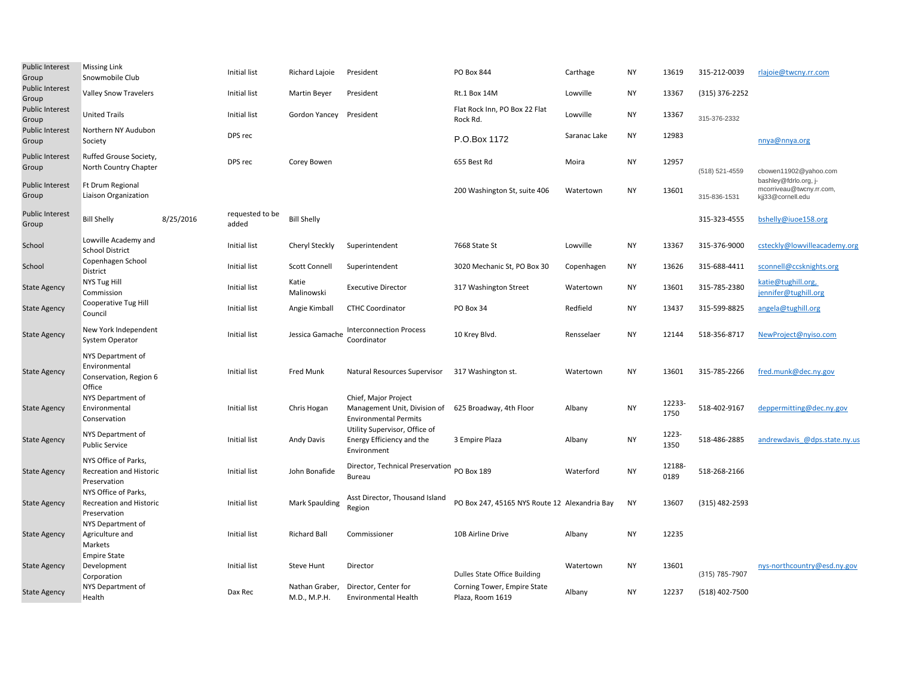| | | | | | | | | | | | |
|---|---|---|---|---|---|---|---|---|---|---|---|
| Public Interest Group | Missing Link Snowmobile Club | | Initial list | Richard Lajoie | President | PO Box 844 | Carthage | NY | 13619 | 315-212-0039 | rlajoie@twcny.rr.com |
| Public Interest Group | Valley Snow Travelers | | Initial list | Martin Beyer | President | Rt.1 Box 14M | Lowville | NY | 13367 | (315) 376-2252 | |
| Public Interest Group | United Trails | | Initial list | Gordon Yancey | President | Flat Rock Inn, PO Box 22 Flat Rock Rd. | Lowville | NY | 13367 | 315-376-2332 | |
| Public Interest Group | Northern NY Audubon Society | | DPS rec | | | P.O.Box 1172 | Saranac Lake | NY | 12983 | | nnya@nnya.org |
| Public Interest Group | Ruffed Grouse Society, North Country Chapter | | DPS rec | Corey Bowen | | 655 Best Rd | Moira | NY | 12957 | (518) 521-4559 | cbowen11902@yahoo.com |
| Public Interest Group | Ft Drum Regional Liaison Organization | | | | | 200 Washington St, suite 406 | Watertown | NY | 13601 | 315-836-1531 | bashley@fdrlo.org, j-mcorriveau@twcny.rr.com, kjj33@cornell.edu |
| Public Interest Group | Bill Shelly | 8/25/2016 | requested to be added | Bill Shelly | | | | | | 315-323-4555 | bshelly@iuoe158.org |
| School | Lowville Academy and School District | | Initial list | Cheryl Steckly | Superintendent | 7668 State St | Lowville | NY | 13367 | 315-376-9000 | csteckly@lowvilleacademy.org |
| School | Copenhagen School District | | Initial list | Scott Connell | Superintendent | 3020 Mechanic St, PO Box 30 | Copenhagen | NY | 13626 | 315-688-4411 | sconnell@ccsknights.org |
| State Agency | NYS Tug Hill Commission | | Initial list | Katie Malinowski | Executive Director | 317 Washington Street | Watertown | NY | 13601 | 315-785-2380 | katie@tughill.org, jennifer@tughill.org |
| State Agency | Cooperative Tug Hill Council | | Initial list | Angie Kimball | CTHC Coordinator | PO Box 34 | Redfield | NY | 13437 | 315-599-8825 | angela@tughill.org |
| State Agency | New York Independent System Operator | | Initial list | Jessica Gamache | Interconnection Process Coordinator | 10 Krey Blvd. | Rensselaer | NY | 12144 | 518-356-8717 | NewProject@nyiso.com |
| State Agency | NYS Department of Environmental Conservation, Region 6 Office | | Initial list | Fred Munk | Natural Resources Supervisor | 317 Washington st. | Watertown | NY | 13601 | 315-785-2266 | fred.munk@dec.ny.gov |
| State Agency | NYS Department of Environmental Conservation | | Initial list | Chris Hogan | Chief, Major Project Management Unit, Division of Environmental Permits | 625 Broadway, 4th Floor | Albany | NY | 12233-1750 | 518-402-9167 | deppermitting@dec.ny.gov |
| State Agency | NYS Department of Public Service | | Initial list | Andy Davis | Utility Supervisor, Office of Energy Efficiency and the Environment | 3 Empire Plaza | Albany | NY | 1223-1350 | 518-486-2885 | andrewdavis_@dps.state.ny.us |
| State Agency | NYS Office of Parks, Recreation and Historic Preservation | | Initial list | John Bonafide | Director, Technical Preservation Bureau | PO Box 189 | Waterford | NY | 12188-0189 | 518-268-2166 | |
| State Agency | NYS Office of Parks, Recreation and Historic Preservation | | Initial list | Mark Spaulding | Asst Director, Thousand Island Region | PO Box 247, 45165 NYS Route 12 | Alexandria Bay | NY | 13607 | (315) 482-2593 | |
| State Agency | NYS Department of Agriculture and Markets | | Initial list | Richard Ball | Commissioner | 10B Airline Drive | Albany | NY | 12235 | | |
| State Agency | Empire State Development Corporation | | Initial list | Steve Hunt | Director | Dulles State Office Building | Watertown | NY | 13601 | (315) 785-7907 | nys-northcountry@esd.ny.gov |
| State Agency | NYS Department of Health | | Dax Rec | Nathan Graber, M.D., M.P.H. | Director, Center for Environmental Health | Corning Tower, Empire State Plaza, Room 1619 | Albany | NY | 12237 | (518) 402-7500 | |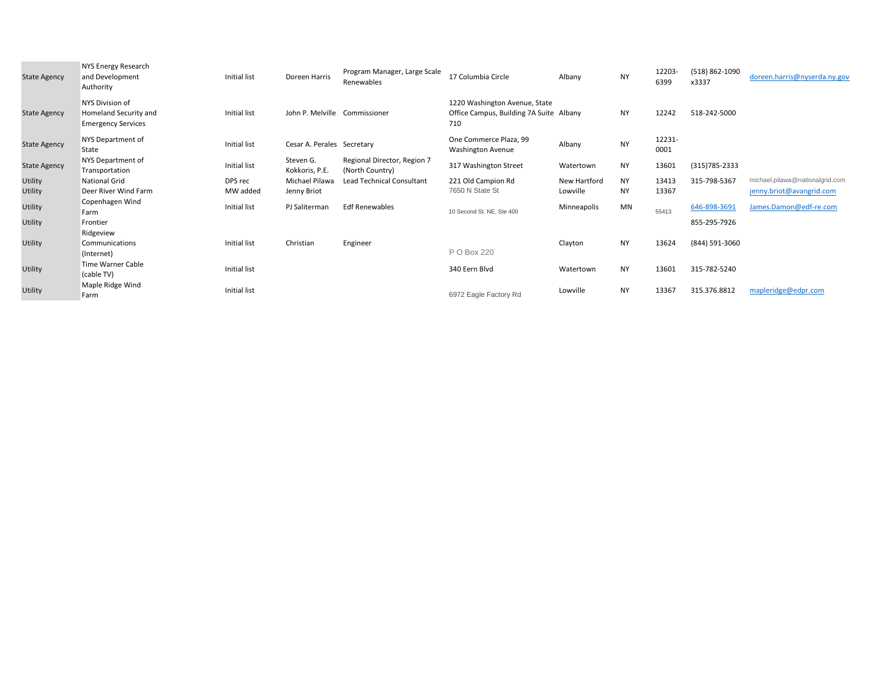| | | | | | | | | | | |
|---|---|---|---|---|---|---|---|---|---|---|
| State Agency | NYS Energy Research and Development Authority | Initial list | Doreen Harris | Program Manager, Large Scale Renewables | 17 Columbia Circle | Albany | NY | 12203-6399 | (518) 862-1090 x3337 | doreen.harris@nyserda.ny.gov |
| State Agency | NYS Division of Homeland Security and Emergency Services | Initial list | John P. Melville | Commissioner | 1220 Washington Avenue, State Office Campus, Building 7A Suite 710 | Albany | NY | 12242 | 518-242-5000 | |
| State Agency | NYS Department of State | Initial list | Cesar A. Perales | Secretary | One Commerce Plaza, 99 Washington Avenue | Albany | NY | 12231-0001 | | |
| State Agency | NYS Department of Transportation | Initial list | Steven G. Kokkoris, P.E. | Regional Director, Region 7 (North Country) | 317 Washington Street | Watertown | NY | 13601 | (315)785-2333 | |
| Utility | National Grid | DPS rec | Michael Pilawa | Lead Technical Consultant | 221 Old Campion Rd | New Hartford | NY | 13413 | 315-798-5367 | michael.pilawa@nationalgrid.com |
| Utility | Deer River Wind Farm | MW added | Jenny Briot | | 7650 N State St | Lowville | NY | 13367 | | jenny.briot@avangrid.com |
| Utility | Copenhagen Wind Farm | Initial list | PJ Saliterman | Edf Renewables | 10 Second St. NE, Ste 400 | Minneapolis | MN | 55413 | 646-898-3691 | James.Damon@edf-re.com |
| Utility | Frontier | | | | | | | | 855-295-7926 | |
| Utility | Ridgeview Communications (Internet) | Initial list | Christian | Engineer | P O Box 220 | Clayton | NY | 13624 | (844) 591-3060 | |
| Utility | Time Warner Cable (cable TV) | Initial list | | | 340 Eern Blvd | Watertown | NY | 13601 | 315-782-5240 | |
| Utility | Maple Ridge Wind Farm | Initial list | | | 6972 Eagle Factory Rd | Lowville | NY | 13367 | 315.376.8812 | mapleridge@edpr.com |